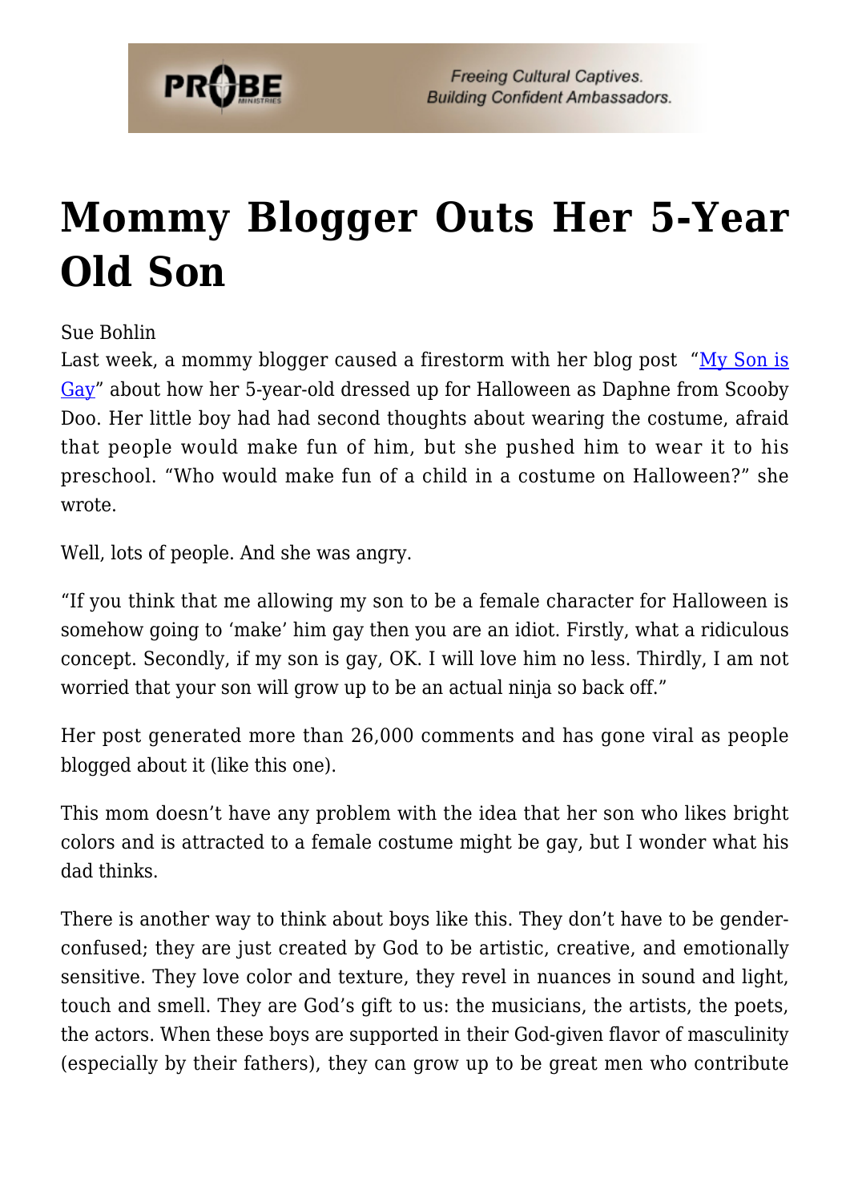# Mommy Blogger Outs Her 5-Year Old Son

Sue Bohlin

Last week, a mommy blogger caused a firestorm with her blog post "[My Son is Gay](#)" about how her 5-year-old dressed up for Halloween as Daphne from Scooby Doo. Her little boy had had second thoughts about wearing the costume, afraid that people would make fun of him, but she pushed him to wear it to his preschool. "Who would make fun of a child in a costume on Halloween?" she wrote.

Well, lots of people. And she was angry.

"If you think that me allowing my son to be a female character for Halloween is somehow going to 'make' him gay then you are an idiot. Firstly, what a ridiculous concept. Secondly, if my son is gay, OK. I will love him no less. Thirdly, I am not worried that your son will grow up to be an actual ninja so back off."

Her post generated more than 26,000 comments and has gone viral as people blogged about it (like this one).

This mom doesn't have any problem with the idea that her son who likes bright colors and is attracted to a female costume might be gay, but I wonder what his dad thinks.

There is another way to think about boys like this. They don't have to be gender-confused; they are just created by God to be artistic, creative, and emotionally sensitive. They love color and texture, they revel in nuances in sound and light, touch and smell. They are God's gift to us: the musicians, the artists, the poets, the actors. When these boys are supported in their God-given flavor of masculinity (especially by their fathers), they can grow up to be great men who contribute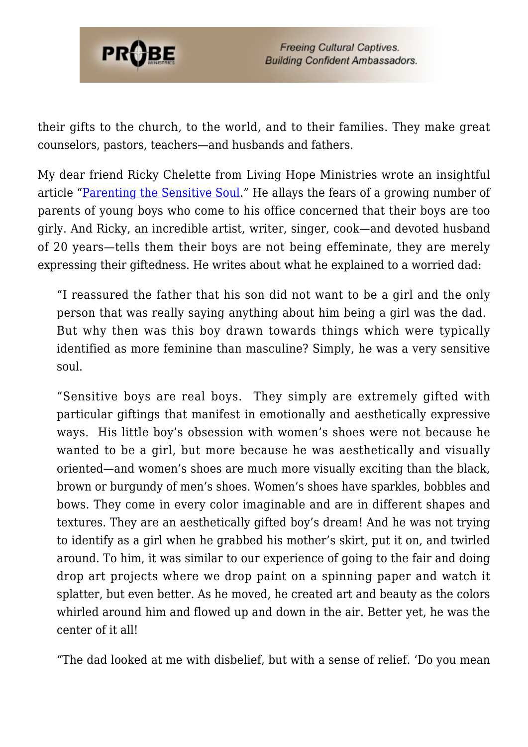their gifts to the church, to the world, and to their families. They make great counselors, pastors, teachers—and husbands and fathers.

My dear friend Ricky Chelette from Living Hope Ministries wrote an insightful article "Parenting the Sensitive Soul." He allays the fears of a growing number of parents of young boys who come to his office concerned that their boys are too girly. And Ricky, an incredible artist, writer, singer, cook—and devoted husband of 20 years—tells them their boys are not being effeminate, they are merely expressing their giftedness. He writes about what he explained to a worried dad:

> "I reassured the father that his son did not want to be a girl and the only person that was really saying anything about him being a girl was the dad. But why then was this boy drawn towards things which were typically identified as more feminine than masculine? Simply, he was a very sensitive soul.
>
> "Sensitive boys are real boys. They simply are extremely gifted with particular giftings that manifest in emotionally and aesthetically expressive ways. His little boy's obsession with women's shoes were not because he wanted to be a girl, but more because he was aesthetically and visually oriented—and women's shoes are much more visually exciting than the black, brown or burgundy of men's shoes. Women's shoes have sparkles, bobbles and bows. They come in every color imaginable and are in different shapes and textures. They are an aesthetically gifted boy's dream! And he was not trying to identify as a girl when he grabbed his mother's skirt, put it on, and twirled around. To him, it was similar to our experience of going to the fair and doing drop art projects where we drop paint on a spinning paper and watch it splatter, but even better. As he moved, he created art and beauty as the colors whirled around him and flowed up and down in the air. Better yet, he was the center of it all!
>
> "The dad looked at me with disbelief, but with a sense of relief. 'Do you mean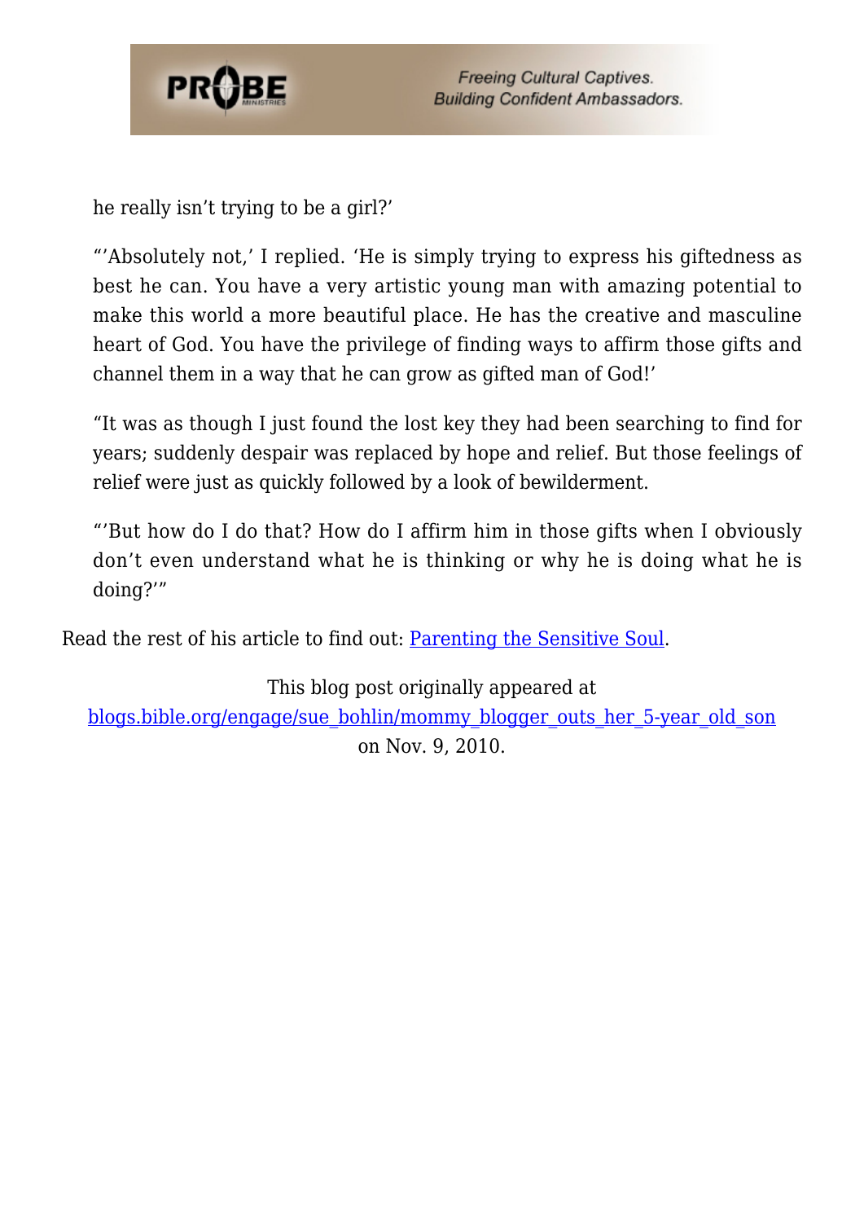he really isn't trying to be a girl?'

"'Absolutely not,' I replied. 'He is simply trying to express his giftedness as best he can. You have a very artistic young man with amazing potential to make this world a more beautiful place. He has the creative and masculine heart of God. You have the privilege of finding ways to affirm those gifts and channel them in a way that he can grow as gifted man of God!'

"It was as though I just found the lost key they had been searching to find for years; suddenly despair was replaced by hope and relief. But those feelings of relief were just as quickly followed by a look of bewilderment.

"'But how do I do that? How do I affirm him in those gifts when I obviously don't even understand what he is thinking or why he is doing what he is doing?'"

Read the rest of his article to find out: Parenting the Sensitive Soul.

This blog post originally appeared at blogs.bible.org/engage/sue_bohlin/mommy_blogger_outs_her_5-year_old_son on Nov. 9, 2010.